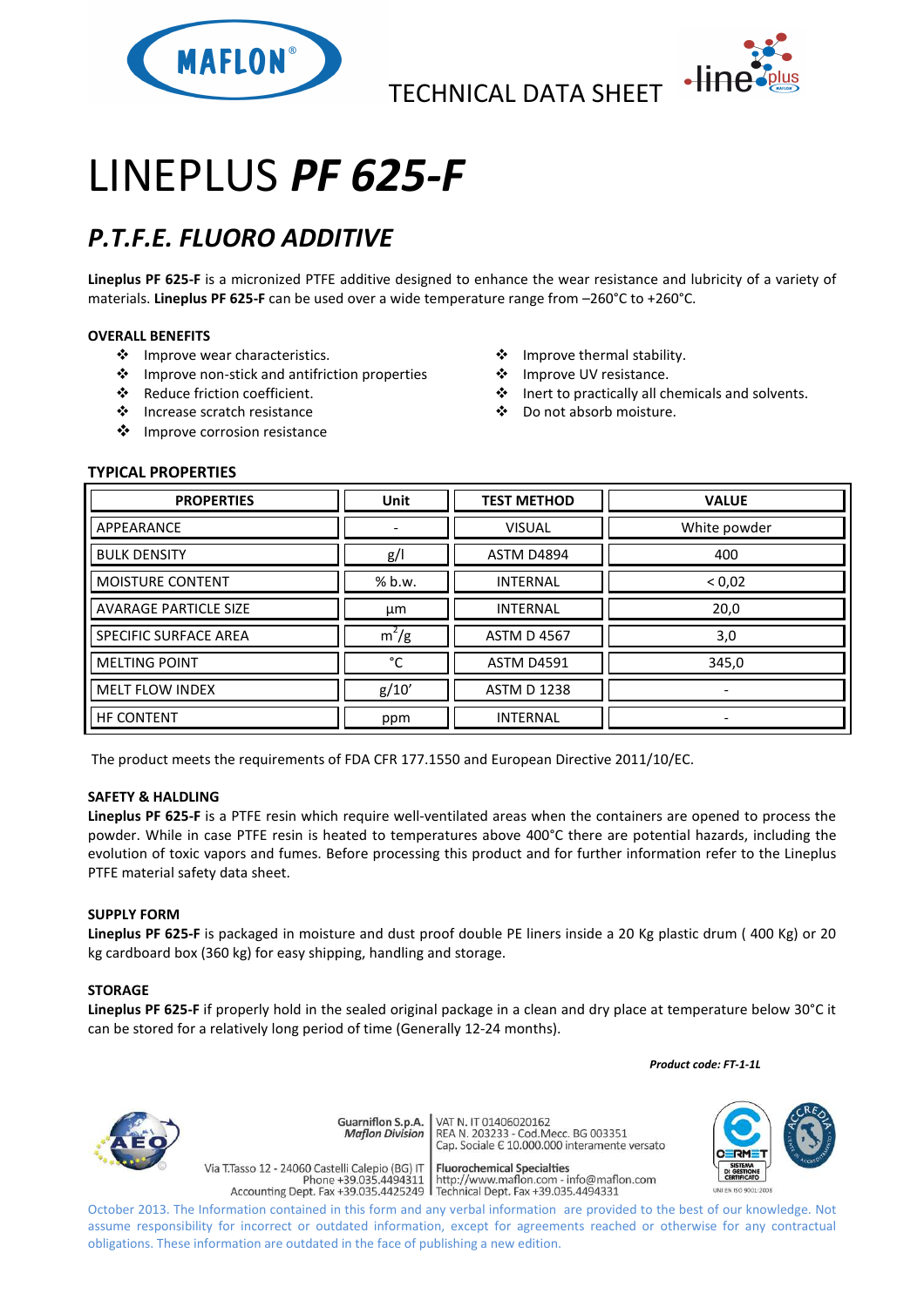TECHNICAL DATA SHEET

# LINEPLUS ***PF 625-F***

## *P.T.F.E. FLUORO ADDITIVE*

**Lineplus PF 625-F** is a micronized PTFE additive designed to enhance the wear resistance and lubricity of a variety of materials. **Lineplus PF 625-F** can be used over a wide temperature range from –260°C to +260°C.

**OVERALL BENEFITS**

- Improve wear characteristics.
- Improve non-stick and antifriction properties
- Reduce friction coefficient.
- Increase scratch resistance
- Improve corrosion resistance
- Improve thermal stability.
- Improve UV resistance.
- Inert to practically all chemicals and solvents.
- Do not absorb moisture.

**TYPICAL PROPERTIES**

| PROPERTIES | Unit | TEST METHOD | VALUE |
|---|---|---|---|
| APPEARANCE | - | VISUAL | White powder |
| BULK DENSITY | g/l | ASTM D4894 | 400 |
| MOISTURE CONTENT | % b.w. | INTERNAL | < 0,02 |
| AVARAGE PARTICLE SIZE | µm | INTERNAL | 20,0 |
| SPECIFIC SURFACE AREA | $m^2/g$ | ASTM D 4567 | 3,0 |
| MELTING POINT | °C | ASTM D4591 | 345,0 |
| MELT FLOW INDEX | g/10' | ASTM D 1238 | - |
| HF CONTENT | ppm | INTERNAL | - |

The product meets the requirements of FDA CFR 177.1550 and European Directive 2011/10/EC.

**SAFETY & HALDLING**

**Lineplus PF 625-F** is a PTFE resin which require well-ventilated areas when the containers are opened to process the powder. While in case PTFE resin is heated to temperatures above 400°C there are potential hazards, including the evolution of toxic vapors and fumes. Before processing this product and for further information refer to the Lineplus PTFE material safety data sheet.

**SUPPLY FORM**

**Lineplus PF 625-F** is packaged in moisture and dust proof double PE liners inside a 20 Kg plastic drum ( 400 Kg) or 20 kg cardboard box (360 kg) for easy shipping, handling and storage.

**STORAGE**

**Lineplus PF 625-F** if properly hold in the sealed original package in a clean and dry place at temperature below 30°C it can be stored for a relatively long period of time (Generally 12-24 months).

***Product code: FT-1-1L***

Guarniflon S.p.A. *Maflon Division* | VAT N. IT 01406020162 | REA N. 203233 - Cod.Mecc. BG 003351 | Cap. Sociale € 10.000.000 interamente versato

Via T.Tasso 12 - 24060 Castelli Calepio (BG) IT | Phone +39.035.4494311 | Accounting Dept. Fax +39.035.4425249 | Fluorochemical Specialties | http://www.maflon.com - info@maflon.com | Technical Dept. Fax +39.035.4494331

October 2013. The Information contained in this form and any verbal information are provided to the best of our knowledge. Not assume responsibility for incorrect or outdated information, except for agreements reached or otherwise for any contractual obligations. These information are outdated in the face of publishing a new edition.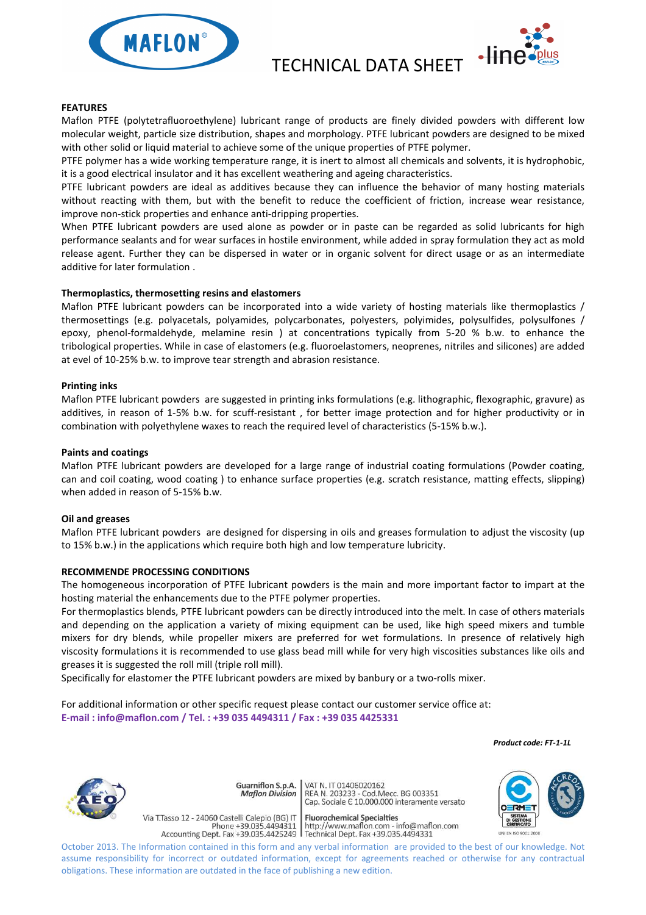TECHNICAL DATA SHEET

**FEATURES**

Maflon PTFE (polytetrafluoroethylene) lubricant range of products are finely divided powders with different low molecular weight, particle size distribution, shapes and morphology. PTFE lubricant powders are designed to be mixed with other solid or liquid material to achieve some of the unique properties of PTFE polymer.

PTFE polymer has a wide working temperature range, it is inert to almost all chemicals and solvents, it is hydrophobic, it is a good electrical insulator and it has excellent weathering and ageing characteristics.

PTFE lubricant powders are ideal as additives because they can influence the behavior of many hosting materials without reacting with them, but with the benefit to reduce the coefficient of friction, increase wear resistance, improve non-stick properties and enhance anti-dripping properties.

When PTFE lubricant powders are used alone as powder or in paste can be regarded as solid lubricants for high performance sealants and for wear surfaces in hostile environment, while added in spray formulation they act as mold release agent. Further they can be dispersed in water or in organic solvent for direct usage or as an intermediate additive for later formulation .

**Thermoplastics, thermosetting resins and elastomers**

Maflon PTFE lubricant powders can be incorporated into a wide variety of hosting materials like thermoplastics / thermosettings (e.g. polyacetals, polyamides, polycarbonates, polyesters, polyimides, polysulfides, polysulfones / epoxy, phenol-formaldehyde, melamine resin ) at concentrations typically from 5-20 % b.w. to enhance the tribological properties. While in case of elastomers (e.g. fluoroelastomers, neoprenes, nitriles and silicones) are added at evel of 10-25% b.w. to improve tear strength and abrasion resistance.

**Printing inks**

Maflon PTFE lubricant powders are suggested in printing inks formulations (e.g. lithographic, flexographic, gravure) as additives, in reason of 1-5% b.w. for scuff-resistant , for better image protection and for higher productivity or in combination with polyethylene waxes to reach the required level of characteristics (5-15% b.w.).

**Paints and coatings**

Maflon PTFE lubricant powders are developed for a large range of industrial coating formulations (Powder coating, can and coil coating, wood coating ) to enhance surface properties (e.g. scratch resistance, matting effects, slipping) when added in reason of 5-15% b.w.

**Oil and greases**

Maflon PTFE lubricant powders are designed for dispersing in oils and greases formulation to adjust the viscosity (up to 15% b.w.) in the applications which require both high and low temperature lubricity.

**RECOMMENDE PROCESSING CONDITIONS**

The homogeneous incorporation of PTFE lubricant powders is the main and more important factor to impart at the hosting material the enhancements due to the PTFE polymer properties.

For thermoplastics blends, PTFE lubricant powders can be directly introduced into the melt. In case of others materials and depending on the application a variety of mixing equipment can be used, like high speed mixers and tumble mixers for dry blends, while propeller mixers are preferred for wet formulations. In presence of relatively high viscosity formulations it is recommended to use glass bead mill while for very high viscosities substances like oils and greases it is suggested the roll mill (triple roll mill).

Specifically for elastomer the PTFE lubricant powders are mixed by banbury or a two-rolls mixer.

For additional information or other specific request please contact our customer service office at:
**E-mail : info@maflon.com / Tel. : +39 035 4494311 / Fax : +39 035 4425331**

***Product code: FT-1-1L***

Guarniflon S.p.A. *Maflon Division* | VAT N. IT 01406020162 | REA N. 203233 - Cod.Mecc. BG 003351 | Cap. Sociale € 10.000.000 interamente versato

Via T.Tasso 12 - 24060 Castelli Calepio (BG) IT | Phone +39.035.4494311 | Accounting Dept. Fax +39.035.4425249

Fluorochemical Specialties | http://www.maflon.com - info@maflon.com | Technical Dept. Fax +39.035.4494331

October 2013. The Information contained in this form and any verbal information are provided to the best of our knowledge. Not assume responsibility for incorrect or outdated information, except for agreements reached or otherwise for any contractual obligations. These information are outdated in the face of publishing a new edition.